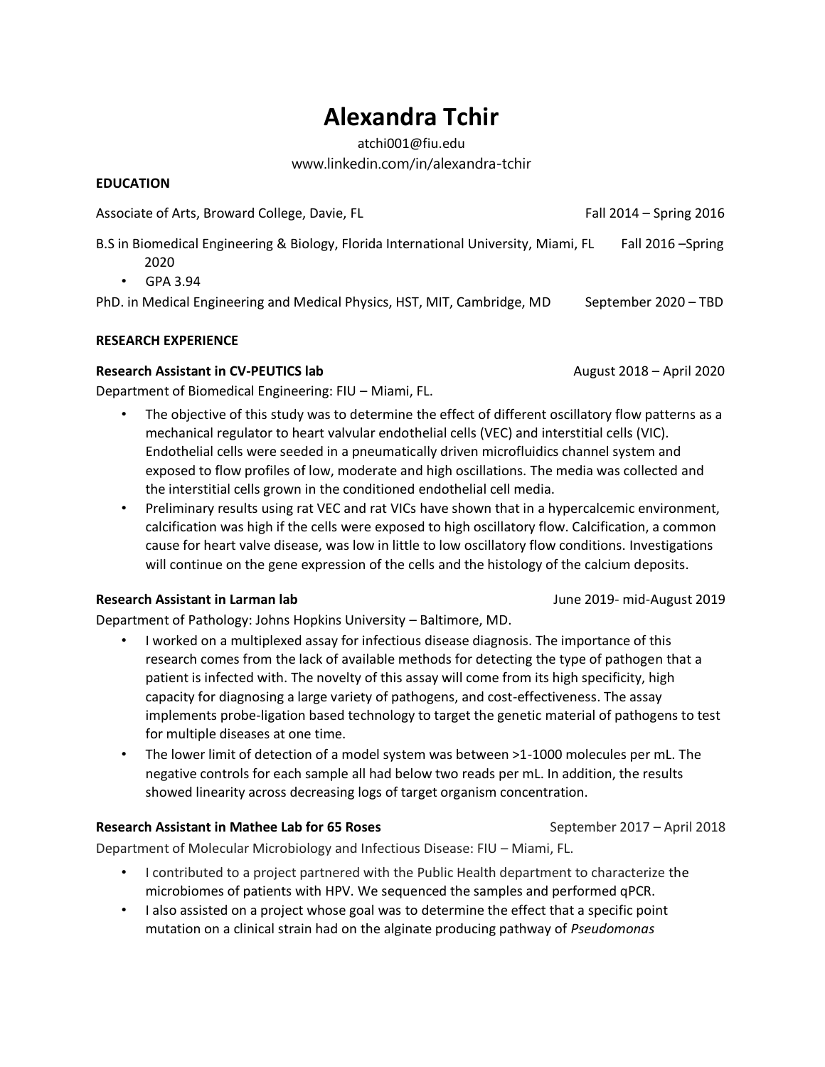# Alexandra Tchir

atchi001@fiu.edu

www.linkedin.com/in/alexandra-tchir

## EDUCATION

Associate of Arts, Broward College, Davie, FL — Fall 2014 – Spring 2016

B.S in Biomedical Engineering & Biology, Florida International University, Miami, FL — Fall 2016 –Spring 2020

- GPA 3.94

PhD. in Medical Engineering and Medical Physics, HST, MIT, Cambridge, MD — September 2020 – TBD

## RESEARCH EXPERIENCE

**Research Assistant in CV-PEUTICS lab** — August 2018 – April 2020

Department of Biomedical Engineering: FIU – Miami, FL.

- The objective of this study was to determine the effect of different oscillatory flow patterns as a mechanical regulator to heart valvular endothelial cells (VEC) and interstitial cells (VIC). Endothelial cells were seeded in a pneumatically driven microfluidics channel system and exposed to flow profiles of low, moderate and high oscillations. The media was collected and the interstitial cells grown in the conditioned endothelial cell media.
- Preliminary results using rat VEC and rat VICs have shown that in a hypercalcemic environment, calcification was high if the cells were exposed to high oscillatory flow. Calcification, a common cause for heart valve disease, was low in little to low oscillatory flow conditions. Investigations will continue on the gene expression of the cells and the histology of the calcium deposits.

**Research Assistant in Larman lab** — June 2019- mid-August 2019

Department of Pathology: Johns Hopkins University – Baltimore, MD.

- I worked on a multiplexed assay for infectious disease diagnosis. The importance of this research comes from the lack of available methods for detecting the type of pathogen that a patient is infected with. The novelty of this assay will come from its high specificity, high capacity for diagnosing a large variety of pathogens, and cost-effectiveness. The assay implements probe-ligation based technology to target the genetic material of pathogens to test for multiple diseases at one time.
- The lower limit of detection of a model system was between >1-1000 molecules per mL. The negative controls for each sample all had below two reads per mL. In addition, the results showed linearity across decreasing logs of target organism concentration.

**Research Assistant in Mathee Lab for 65 Roses** — September 2017 – April 2018

Department of Molecular Microbiology and Infectious Disease: FIU – Miami, FL.

- I contributed to a project partnered with the Public Health department to characterize the microbiomes of patients with HPV. We sequenced the samples and performed qPCR.
- I also assisted on a project whose goal was to determine the effect that a specific point mutation on a clinical strain had on the alginate producing pathway of *Pseudomonas*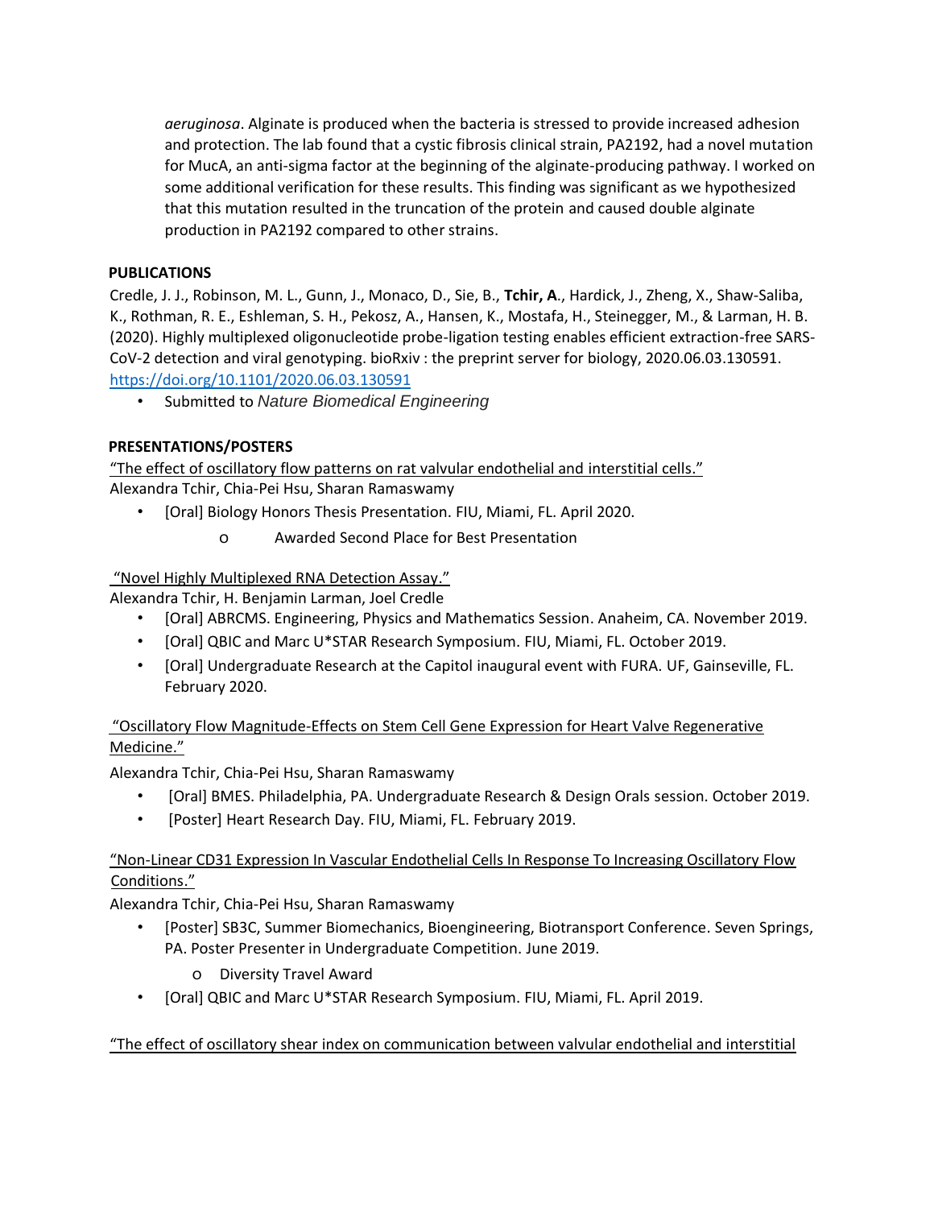*aeruginosa*. Alginate is produced when the bacteria is stressed to provide increased adhesion and protection. The lab found that a cystic fibrosis clinical strain, PA2192, had a novel mutation for MucA, an anti-sigma factor at the beginning of the alginate-producing pathway. I worked on some additional verification for these results. This finding was significant as we hypothesized that this mutation resulted in the truncation of the protein and caused double alginate production in PA2192 compared to other strains.

## PUBLICATIONS

Credle, J. J., Robinson, M. L., Gunn, J., Monaco, D., Sie, B., **Tchir, A**., Hardick, J., Zheng, X., Shaw-Saliba, K., Rothman, R. E., Eshleman, S. H., Pekosz, A., Hansen, K., Mostafa, H., Steinegger, M., & Larman, H. B. (2020). Highly multiplexed oligonucleotide probe-ligation testing enables efficient extraction-free SARS-CoV-2 detection and viral genotyping. bioRxiv : the preprint server for biology, 2020.06.03.130591. https://doi.org/10.1101/2020.06.03.130591

- Submitted to *Nature Biomedical Engineering*

## PRESENTATIONS/POSTERS

"The effect of oscillatory flow patterns on rat valvular endothelial and interstitial cells."
Alexandra Tchir, Chia-Pei Hsu, Sharan Ramaswamy

- [Oral] Biology Honors Thesis Presentation. FIU, Miami, FL. April 2020.
  - Awarded Second Place for Best Presentation

"Novel Highly Multiplexed RNA Detection Assay."
Alexandra Tchir, H. Benjamin Larman, Joel Credle

- [Oral] ABRCMS. Engineering, Physics and Mathematics Session. Anaheim, CA. November 2019.
- [Oral] QBIC and Marc U*STAR Research Symposium. FIU, Miami, FL. October 2019.
- [Oral] Undergraduate Research at the Capitol inaugural event with FURA. UF, Gainseville, FL. February 2020.

"Oscillatory Flow Magnitude-Effects on Stem Cell Gene Expression for Heart Valve Regenerative Medicine."
Alexandra Tchir, Chia-Pei Hsu, Sharan Ramaswamy

- [Oral] BMES. Philadelphia, PA. Undergraduate Research & Design Orals session. October 2019.
- [Poster] Heart Research Day. FIU, Miami, FL. February 2019.

"Non-Linear CD31 Expression In Vascular Endothelial Cells In Response To Increasing Oscillatory Flow Conditions."
Alexandra Tchir, Chia-Pei Hsu, Sharan Ramaswamy

- [Poster] SB3C, Summer Biomechanics, Bioengineering, Biotransport Conference. Seven Springs, PA. Poster Presenter in Undergraduate Competition. June 2019.
  - Diversity Travel Award
- [Oral] QBIC and Marc U*STAR Research Symposium. FIU, Miami, FL. April 2019.

"The effect of oscillatory shear index on communication between valvular endothelial and interstitial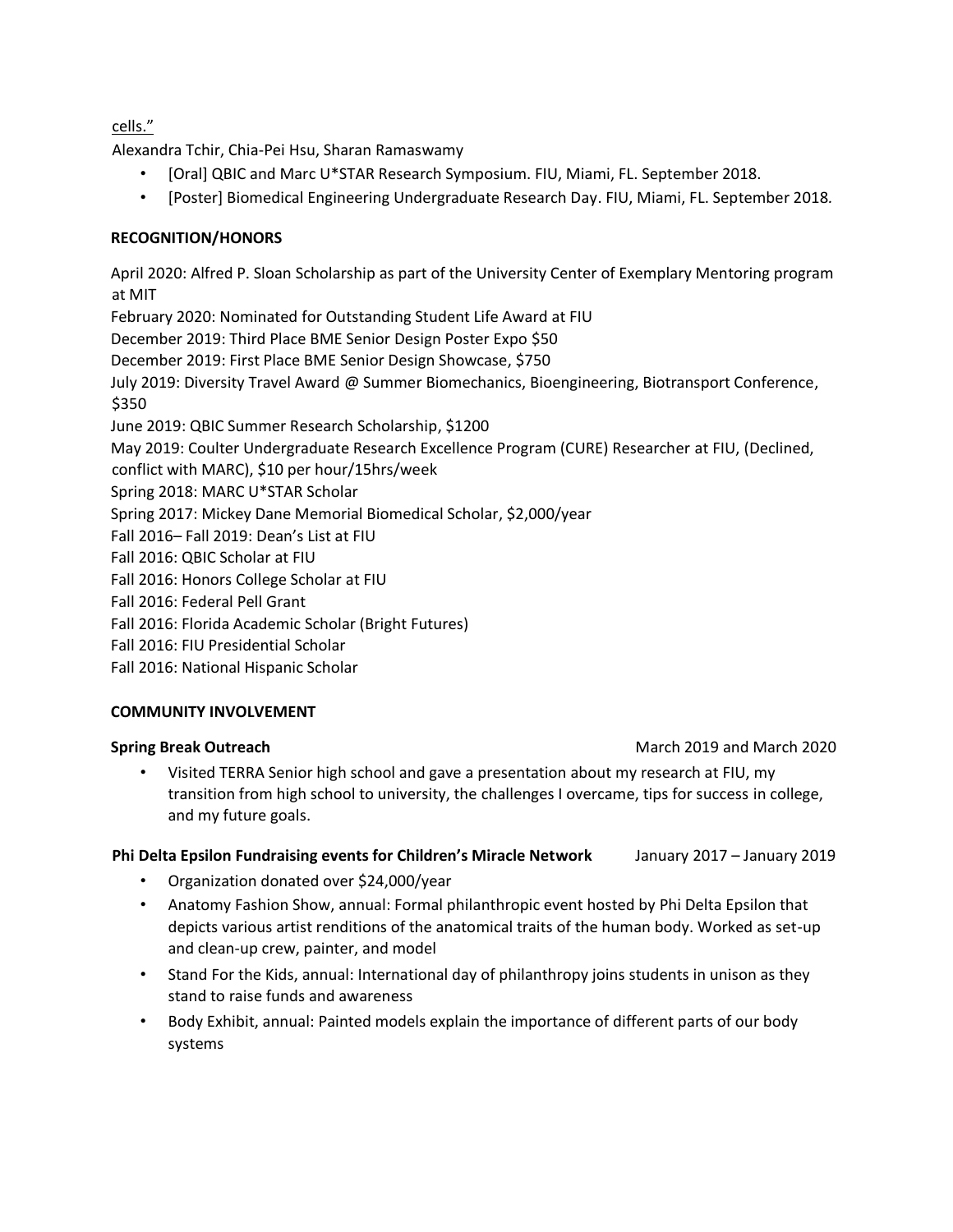cells."

Alexandra Tchir, Chia-Pei Hsu, Sharan Ramaswamy

- [Oral] QBIC and Marc U*STAR Research Symposium. FIU, Miami, FL. September 2018.
- [Poster] Biomedical Engineering Undergraduate Research Day. FIU, Miami, FL. September 2018.

**RECOGNITION/HONORS**

April 2020: Alfred P. Sloan Scholarship as part of the University Center of Exemplary Mentoring program at MIT

February 2020: Nominated for Outstanding Student Life Award at FIU

December 2019: Third Place BME Senior Design Poster Expo $50

December 2019: First Place BME Senior Design Showcase, $750

July 2019: Diversity Travel Award @ Summer Biomechanics, Bioengineering, Biotransport Conference, $350

June 2019: QBIC Summer Research Scholarship, $1200

May 2019: Coulter Undergraduate Research Excellence Program (CURE) Researcher at FIU, (Declined, conflict with MARC), $10 per hour/15hrs/week

Spring 2018: MARC U*STAR Scholar

Spring 2017: Mickey Dane Memorial Biomedical Scholar, $2,000/year

Fall 2016– Fall 2019: Dean's List at FIU

Fall 2016: QBIC Scholar at FIU

Fall 2016: Honors College Scholar at FIU

Fall 2016: Federal Pell Grant

Fall 2016: Florida Academic Scholar (Bright Futures)

Fall 2016: FIU Presidential Scholar

Fall 2016: National Hispanic Scholar

**COMMUNITY INVOLVEMENT**

**Spring Break Outreach** March 2019 and March 2020

- Visited TERRA Senior high school and gave a presentation about my research at FIU, my transition from high school to university, the challenges I overcame, tips for success in college, and my future goals.

**Phi Delta Epsilon Fundraising events for Children's Miracle Network** January 2017 – January 2019

- Organization donated over $24,000/year
- Anatomy Fashion Show, annual: Formal philanthropic event hosted by Phi Delta Epsilon that depicts various artist renditions of the anatomical traits of the human body. Worked as set-up and clean-up crew, painter, and model
- Stand For the Kids, annual: International day of philanthropy joins students in unison as they stand to raise funds and awareness
- Body Exhibit, annual: Painted models explain the importance of different parts of our body systems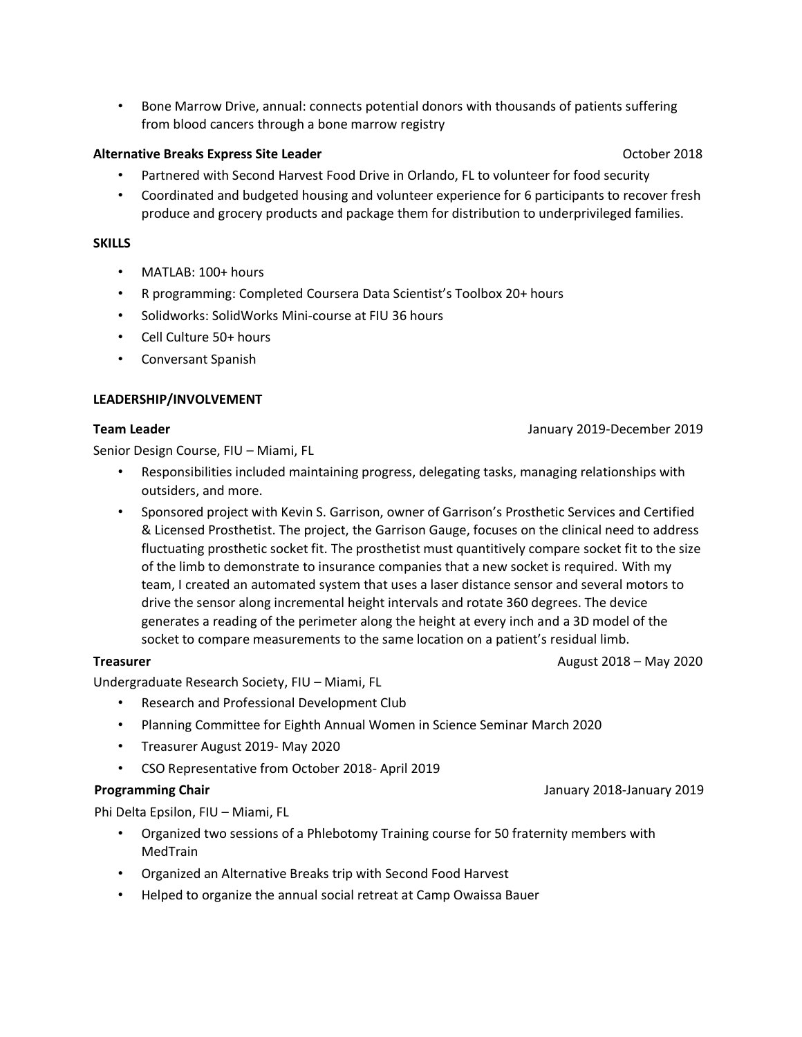- Bone Marrow Drive, annual: connects potential donors with thousands of patients suffering from blood cancers through a bone marrow registry

**Alternative Breaks Express Site Leader** October 2018

- Partnered with Second Harvest Food Drive in Orlando, FL to volunteer for food security
- Coordinated and budgeted housing and volunteer experience for 6 participants to recover fresh produce and grocery products and package them for distribution to underprivileged families.

**SKILLS**

- MATLAB: 100+ hours
- R programming: Completed Coursera Data Scientist's Toolbox 20+ hours
- Solidworks: SolidWorks Mini-course at FIU 36 hours
- Cell Culture 50+ hours
- Conversant Spanish

**LEADERSHIP/INVOLVEMENT**

**Team Leader** January 2019-December 2019

Senior Design Course, FIU – Miami, FL

- Responsibilities included maintaining progress, delegating tasks, managing relationships with outsiders, and more.
- Sponsored project with Kevin S. Garrison, owner of Garrison's Prosthetic Services and Certified & Licensed Prosthetist. The project, the Garrison Gauge, focuses on the clinical need to address fluctuating prosthetic socket fit. The prosthetist must quantitively compare socket fit to the size of the limb to demonstrate to insurance companies that a new socket is required. With my team, I created an automated system that uses a laser distance sensor and several motors to drive the sensor along incremental height intervals and rotate 360 degrees. The device generates a reading of the perimeter along the height at every inch and a 3D model of the socket to compare measurements to the same location on a patient's residual limb.

**Treasurer** August 2018 – May 2020

Undergraduate Research Society, FIU – Miami, FL

- Research and Professional Development Club
- Planning Committee for Eighth Annual Women in Science Seminar March 2020
- Treasurer August 2019- May 2020
- CSO Representative from October 2018- April 2019

**Programming Chair** January 2018-January 2019

Phi Delta Epsilon, FIU – Miami, FL

- Organized two sessions of a Phlebotomy Training course for 50 fraternity members with MedTrain
- Organized an Alternative Breaks trip with Second Food Harvest
- Helped to organize the annual social retreat at Camp Owaissa Bauer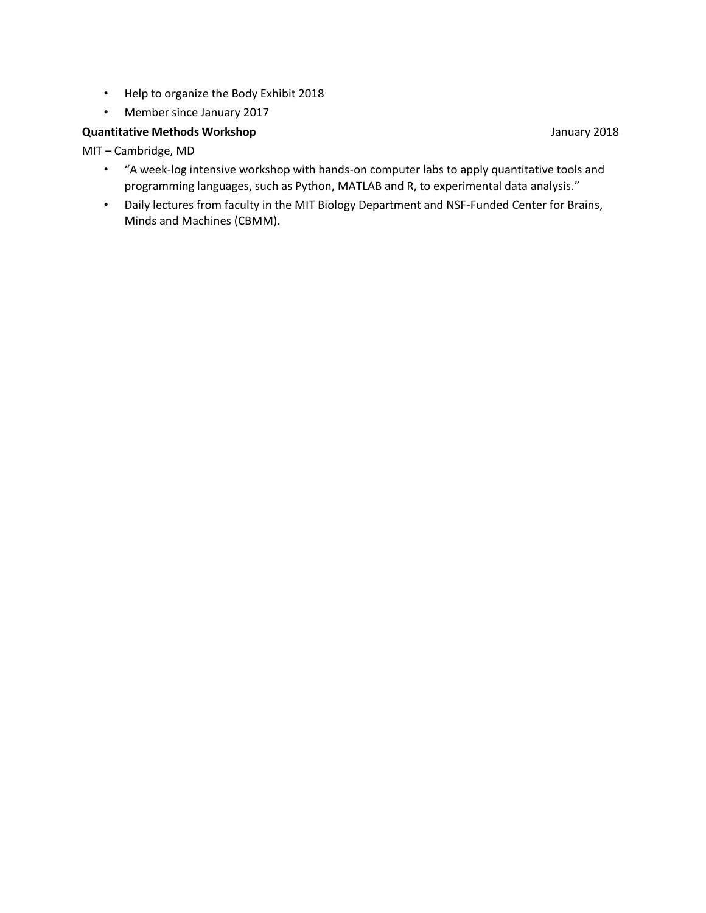- Help to organize the Body Exhibit 2018
- Member since January 2017

**Quantitative Methods Workshop** January 2018

MIT – Cambridge, MD

- "A week-log intensive workshop with hands-on computer labs to apply quantitative tools and programming languages, such as Python, MATLAB and R, to experimental data analysis."
- Daily lectures from faculty in the MIT Biology Department and NSF-Funded Center for Brains, Minds and Machines (CBMM).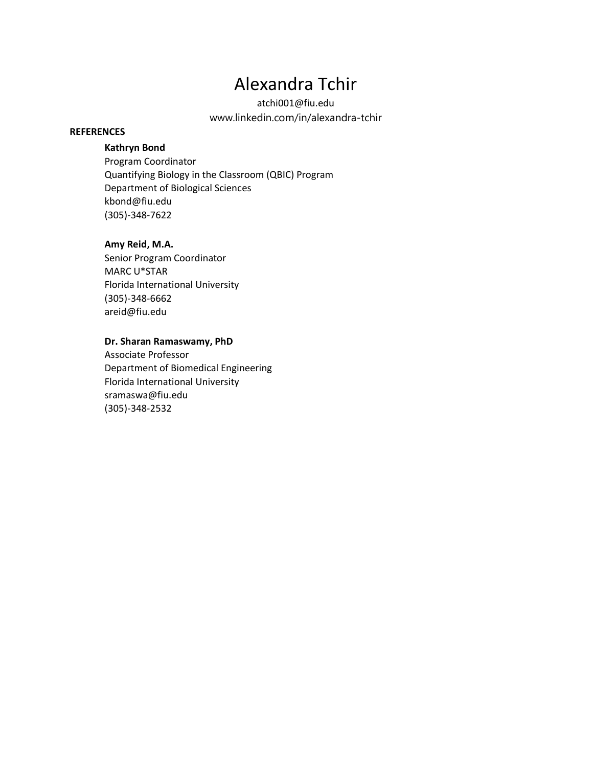# Alexandra Tchir

atchi001@fiu.edu
www.linkedin.com/in/alexandra-tchir

**REFERENCES**

**Kathryn Bond**
Program Coordinator
Quantifying Biology in the Classroom (QBIC) Program
Department of Biological Sciences
kbond@fiu.edu
(305)-348-7622

**Amy Reid, M.A.**
Senior Program Coordinator
MARC U*STAR
Florida International University
(305)-348-6662
areid@fiu.edu

**Dr. Sharan Ramaswamy, PhD**
Associate Professor
Department of Biomedical Engineering
Florida International University
sramaswa@fiu.edu
(305)-348-2532